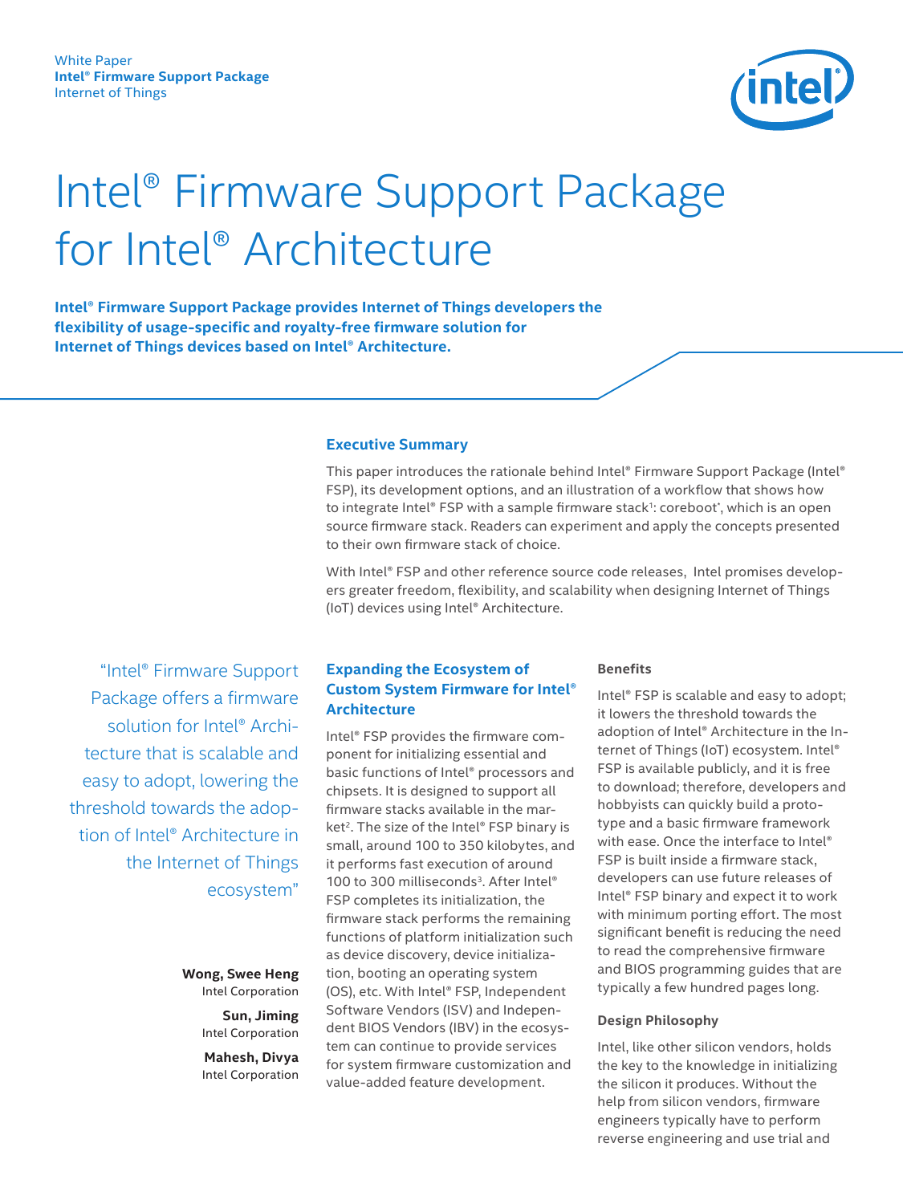White Paper
**Intel® Firmware Support Package**
Internet of Things

# Intel® Firmware Support Package for Intel® Architecture

**Intel® Firmware Support Package provides Internet of Things developers the flexibility of usage-specific and royalty-free firmware solution for Internet of Things devices based on Intel® Architecture.**

## Executive Summary

This paper introduces the rationale behind Intel® Firmware Support Package (Intel® FSP), its development options, and an illustration of a workflow that shows how to integrate Intel® FSP with a sample firmware stack[1]: coreboot*, which is an open source firmware stack. Readers can experiment and apply the concepts presented to their own firmware stack of choice.

With Intel® FSP and other reference source code releases, Intel promises developers greater freedom, flexibility, and scalability when designing Internet of Things (IoT) devices using Intel® Architecture.

> "Intel® Firmware Support Package offers a firmware solution for Intel® Architecture that is scalable and easy to adopt, lowering the threshold towards the adoption of Intel® Architecture in the Internet of Things ecosystem"

**Wong, Swee Heng**
Intel Corporation

**Sun, Jiming**
Intel Corporation

**Mahesh, Divya**
Intel Corporation

## Expanding the Ecosystem of Custom System Firmware for Intel® Architecture

Intel® FSP provides the firmware component for initializing essential and basic functions of Intel® processors and chipsets. It is designed to support all firmware stacks available in the market[2]. The size of the Intel® FSP binary is small, around 100 to 350 kilobytes, and it performs fast execution of around 100 to 300 milliseconds[3]. After Intel® FSP completes its initialization, the firmware stack performs the remaining functions of platform initialization such as device discovery, device initialization, booting an operating system (OS), etc. With Intel® FSP, Independent Software Vendors (ISV) and Independent BIOS Vendors (IBV) in the ecosystem can continue to provide services for system firmware customization and value-added feature development.

### Benefits

Intel® FSP is scalable and easy to adopt; it lowers the threshold towards the adoption of Intel® Architecture in the Internet of Things (IoT) ecosystem. Intel® FSP is available publicly, and it is free to download; therefore, developers and hobbyists can quickly build a prototype and a basic firmware framework with ease. Once the interface to Intel® FSP is built inside a firmware stack, developers can use future releases of Intel® FSP binary and expect it to work with minimum porting effort. The most significant benefit is reducing the need to read the comprehensive firmware and BIOS programming guides that are typically a few hundred pages long.

### Design Philosophy

Intel, like other silicon vendors, holds the key to the knowledge in initializing the silicon it produces. Without the help from silicon vendors, firmware engineers typically have to perform reverse engineering and use trial and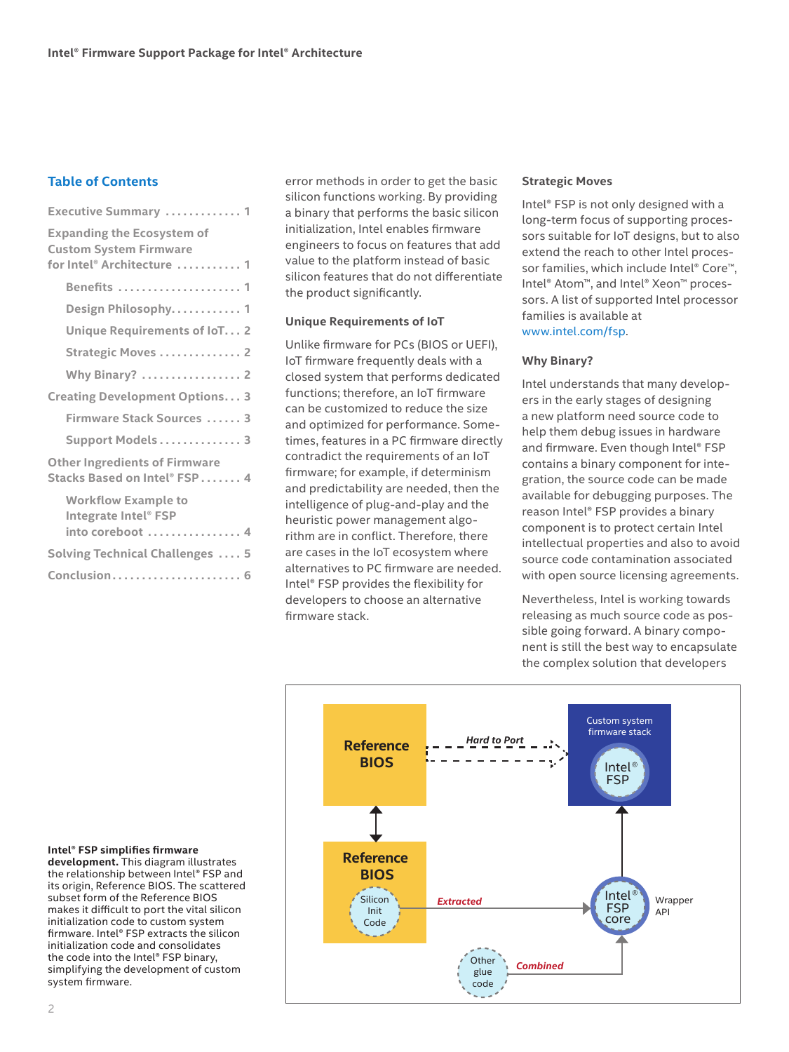## Table of Contents

- Executive Summary ............. 1
- Expanding the Ecosystem of Custom System Firmware for Intel® Architecture ........... 1
  - Benefits ..................... 1
  - Design Philosophy............ 1
  - Unique Requirements of IoT... 2
  - Strategic Moves .............. 2
  - Why Binary? ................. 2
- Creating Development Options... 3
  - Firmware Stack Sources ...... 3
  - Support Models.............. 3
- Other Ingredients of Firmware Stacks Based on Intel® FSP....... 4
  - Workflow Example to Integrate Intel® FSP into coreboot ................ 4
- Solving Technical Challenges .... 5
- Conclusion...................... 6

error methods in order to get the basic silicon functions working. By providing a binary that performs the basic silicon initialization, Intel enables firmware engineers to focus on features that add value to the platform instead of basic silicon features that do not differentiate the product significantly.

### Unique Requirements of IoT

Unlike firmware for PCs (BIOS or UEFI), IoT firmware frequently deals with a closed system that performs dedicated functions; therefore, an IoT firmware can be customized to reduce the size and optimized for performance. Sometimes, features in a PC firmware directly contradict the requirements of an IoT firmware; for example, if determinism and predictability are needed, then the intelligence of plug-and-play and the heuristic power management algorithm are in conflict. Therefore, there are cases in the IoT ecosystem where alternatives to PC firmware are needed. Intel® FSP provides the flexibility for developers to choose an alternative firmware stack.

### Strategic Moves

Intel® FSP is not only designed with a long-term focus of supporting processors suitable for IoT designs, but to also extend the reach to other Intel processor families, which include Intel® Core™, Intel® Atom™, and Intel® Xeon™ processors. A list of supported Intel processor families is available at www.intel.com/fsp.

### Why Binary?

Intel understands that many developers in the early stages of designing a new platform need source code to help them debug issues in hardware and firmware. Even though Intel® FSP contains a binary component for integration, the source code can be made available for debugging purposes. The reason Intel® FSP provides a binary component is to protect certain Intel intellectual properties and also to avoid source code contamination associated with open source licensing agreements.

Nevertheless, Intel is working towards releasing as much source code as possible going forward. A binary component is still the best way to encapsulate the complex solution that developers

**Intel® FSP simplifies firmware development.** This diagram illustrates the relationship between Intel® FSP and its origin, Reference BIOS. The scattered subset form of the Reference BIOS makes it difficult to port the vital silicon initialization code to custom system firmware. Intel® FSP extracts the silicon initialization code and consolidates the code into the Intel® FSP binary, simplifying the development of custom system firmware.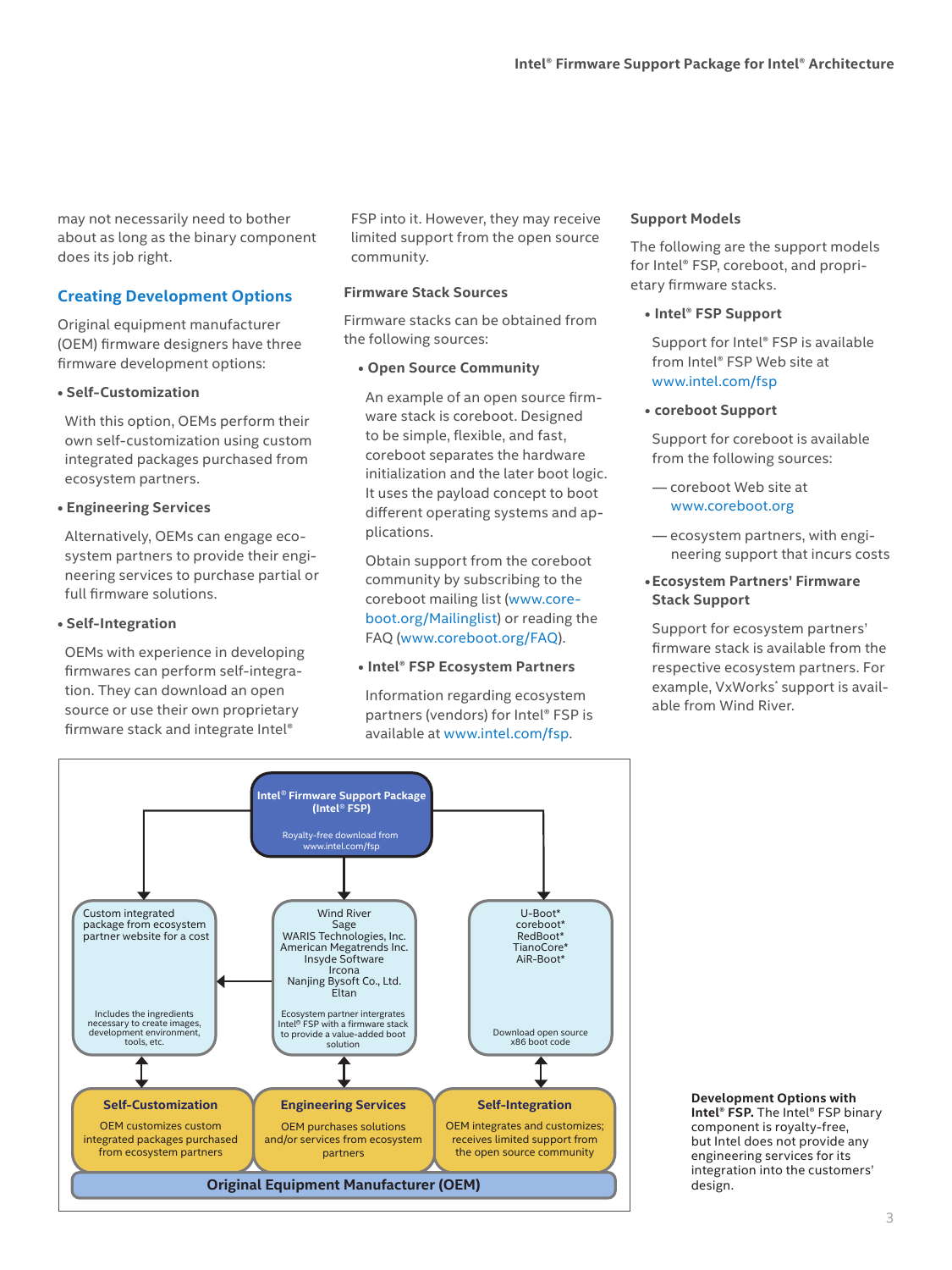may not necessarily need to bother about as long as the binary component does its job right.

## Creating Development Options

Original equipment manufacturer (OEM) firmware designers have three firmware development options:

- **Self-Customization**

  With this option, OEMs perform their own self-customization using custom integrated packages purchased from ecosystem partners.

- **Engineering Services**

  Alternatively, OEMs can engage ecosystem partners to provide their engineering services to purchase partial or full firmware solutions.

- **Self-Integration**

  OEMs with experience in developing firmwares can perform self-integration. They can download an open source or use their own proprietary firmware stack and integrate Intel® FSP into it. However, they may receive limited support from the open source community.

### Firmware Stack Sources

Firmware stacks can be obtained from the following sources:

- **Open Source Community**

  An example of an open source firmware stack is coreboot. Designed to be simple, flexible, and fast, coreboot separates the hardware initialization and the later boot logic. It uses the payload concept to boot different operating systems and applications.

  Obtain support from the coreboot community by subscribing to the coreboot mailing list (www.coreboot.org/Mailinglist) or reading the FAQ (www.coreboot.org/FAQ).

- **Intel® FSP Ecosystem Partners**

  Information regarding ecosystem partners (vendors) for Intel® FSP is available at www.intel.com/fsp.

### Support Models

The following are the support models for Intel® FSP, coreboot, and proprietary firmware stacks.

- **Intel® FSP Support**

  Support for Intel® FSP is available from Intel® FSP Web site at www.intel.com/fsp

- **coreboot Support**

  Support for coreboot is available from the following sources:

  — coreboot Web site at www.coreboot.org

  — ecosystem partners, with engineering support that incurs costs

- **Ecosystem Partners' Firmware Stack Support**

  Support for ecosystem partners' firmware stack is available from the respective ecosystem partners. For example, VxWorks* support is available from Wind River.

**Intel® Firmware Support Package (Intel® FSP)**
Royalty-free download from www.intel.com/fsp

Custom integrated package from ecosystem partner website for a cost
Includes the ingredients necessary to create images, development environment, tools, etc.

Wind River
Sage
WARIS Technologies, Inc.
American Megatrends Inc.
Insyde Software
Ircona
Nanjing Bysoft Co., Ltd.
Eltan
Ecosystem partner intergrates Intel® FSP with a firmware stack to provide a value-added boot solution

U-Boot*
coreboot*
RedBoot*
TianoCore*
AiR-Boot*
Download open source x86 boot code

**Self-Customization**
OEM customizes custom integrated packages purchased from ecosystem partners

**Engineering Services**
OEM purchases solutions and/or services from ecosystem partners

**Self-Integration**
OEM integrates and customizes; receives limited support from the open source community

**Original Equipment Manufacturer (OEM)**

**Development Options with Intel® FSP.** The Intel® FSP binary component is royalty-free, but Intel does not provide any engineering services for its integration into the customers' design.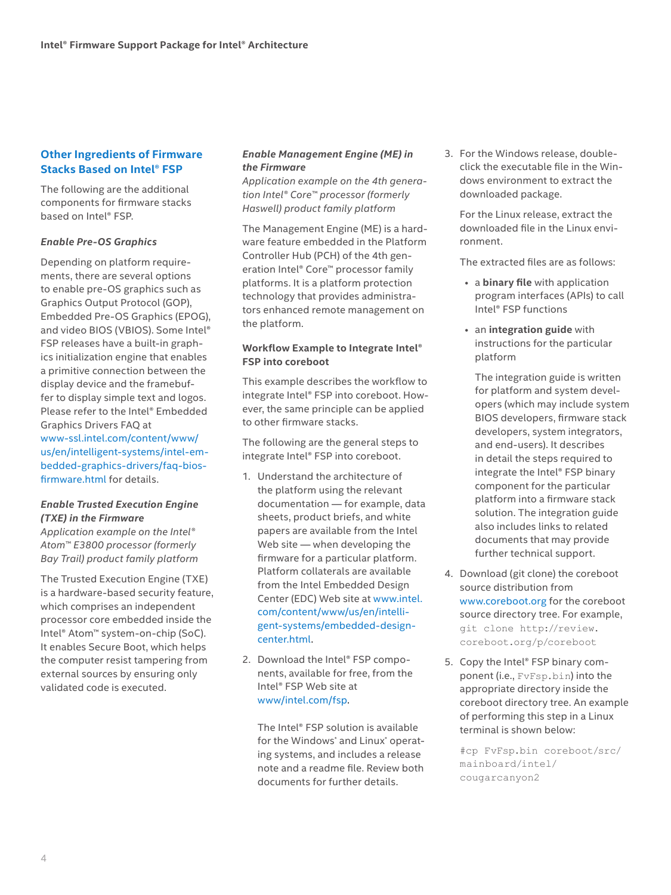## Other Ingredients of Firmware Stacks Based on Intel® FSP

The following are the additional components for firmware stacks based on Intel® FSP.

### *Enable Pre-OS Graphics*

Depending on platform requirements, there are several options to enable pre-OS graphics such as Graphics Output Protocol (GOP), Embedded Pre-OS Graphics (EPOG), and video BIOS (VBIOS). Some Intel® FSP releases have a built-in graphics initialization engine that enables a primitive connection between the display device and the framebuffer to display simple text and logos. Please refer to the Intel® Embedded Graphics Drivers FAQ at www-ssl.intel.com/content/www/us/en/intelligent-systems/intel-embedded-graphics-drivers/faq-bios-firmware.html for details.

### *Enable Trusted Execution Engine (TXE) in the Firmware*

*Application example on the Intel® Atom™ E3800 processor (formerly Bay Trail) product family platform*

The Trusted Execution Engine (TXE) is a hardware-based security feature, which comprises an independent processor core embedded inside the Intel® Atom™ system-on-chip (SoC). It enables Secure Boot, which helps the computer resist tampering from external sources by ensuring only validated code is executed.

### *Enable Management Engine (ME) in the Firmware*

*Application example on the 4th generation Intel® Core™ processor (formerly Haswell) product family platform*

The Management Engine (ME) is a hardware feature embedded in the Platform Controller Hub (PCH) of the 4th generation Intel® Core™ processor family platforms. It is a platform protection technology that provides administrators enhanced remote management on the platform.

### Workflow Example to Integrate Intel® FSP into coreboot

This example describes the workflow to integrate Intel® FSP into coreboot. However, the same principle can be applied to other firmware stacks.

The following are the general steps to integrate Intel® FSP into coreboot.

1. Understand the architecture of the platform using the relevant documentation — for example, data sheets, product briefs, and white papers are available from the Intel Web site — when developing the firmware for a particular platform. Platform collaterals are available from the Intel Embedded Design Center (EDC) Web site at www.intel.com/content/www/us/en/intelligent-systems/embedded-design-center.html.

2. Download the Intel® FSP components, available for free, from the Intel® FSP Web site at www/intel.com/fsp.

   The Intel® FSP solution is available for the Windows* and Linux* operating systems, and includes a release note and a readme file. Review both documents for further details.

3. For the Windows release, double-click the executable file in the Windows environment to extract the downloaded package.

   For the Linux release, extract the downloaded file in the Linux environment.

   The extracted files are as follows:

   - a **binary file** with application program interfaces (APIs) to call Intel® FSP functions
   - an **integration guide** with instructions for the particular platform

     The integration guide is written for platform and system developers (which may include system BIOS developers, firmware stack developers, system integrators, and end-users). It describes in detail the steps required to integrate the Intel® FSP binary component for the particular platform into a firmware stack solution. The integration guide also includes links to related documents that may provide further technical support.

4. Download (git clone) the coreboot source distribution from www.coreboot.org for the coreboot source directory tree. For example, `git clone http://review.coreboot.org/p/coreboot`

5. Copy the Intel® FSP binary component (i.e., `FvFsp.bin`) into the appropriate directory inside the coreboot directory tree. An example of performing this step in a Linux terminal is shown below:

```
#cp FvFsp.bin coreboot/src/mainboard/intel/cougarcanyon2
```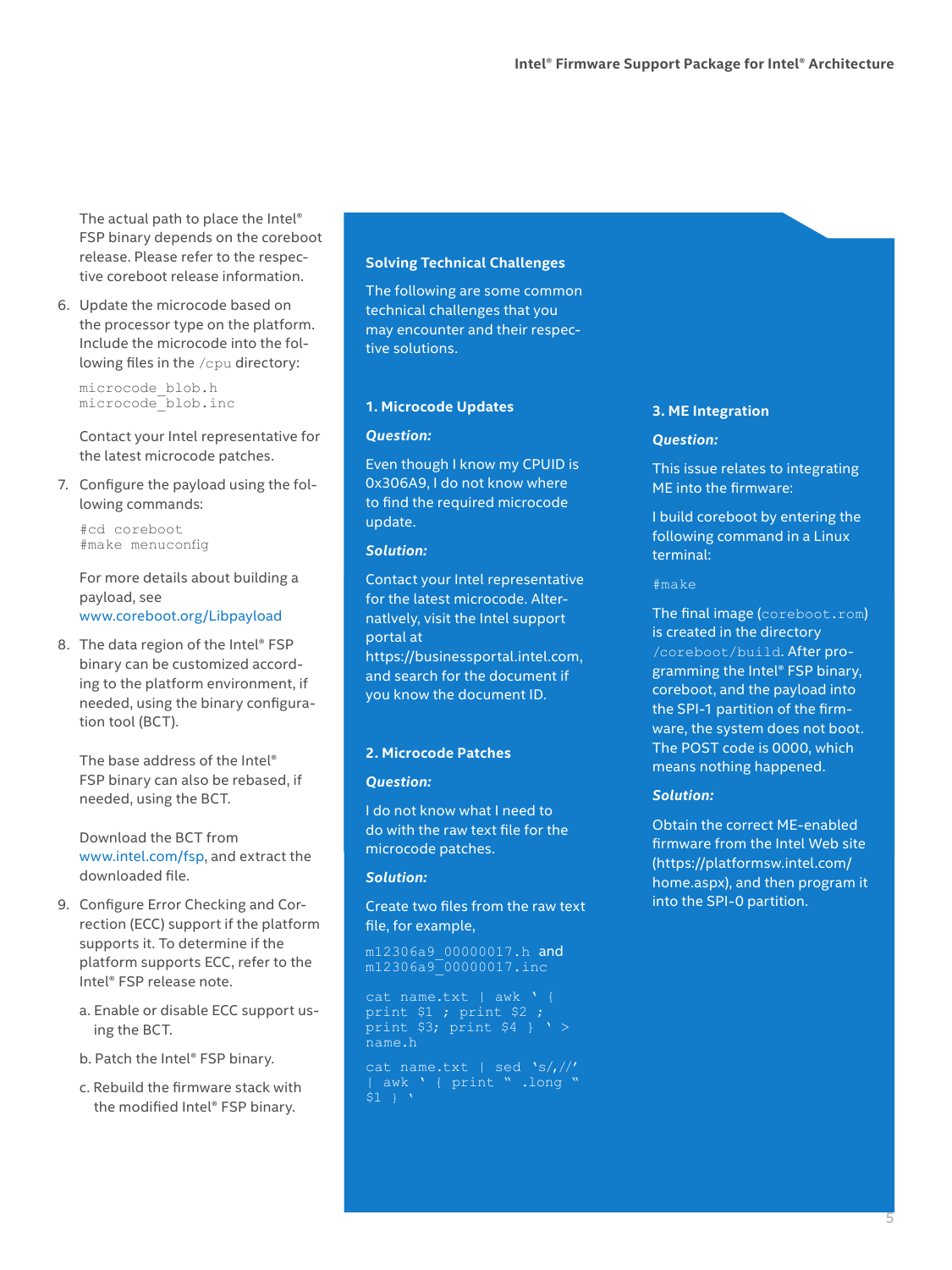The actual path to place the Intel® FSP binary depends on the coreboot release. Please refer to the respective coreboot release information.

6. Update the microcode based on the processor type on the platform. Include the microcode into the following files in the /cpu directory:

   ```
   microcode_blob.h
   microcode_blob.inc
   ```

   Contact your Intel representative for the latest microcode patches.

7. Configure the payload using the following commands:

   ```
   #cd coreboot
   #make menuconfig
   ```

   For more details about building a payload, see www.coreboot.org/Libpayload

8. The data region of the Intel® FSP binary can be customized according to the platform environment, if needed, using the binary configuration tool (BCT).

   The base address of the Intel® FSP binary can also be rebased, if needed, using the BCT.

   Download the BCT from www.intel.com/fsp, and extract the downloaded file.

9. Configure Error Checking and Correction (ECC) support if the platform supports it. To determine if the platform supports ECC, refer to the Intel® FSP release note.

   a. Enable or disable ECC support using the BCT.

   b. Patch the Intel® FSP binary.

   c. Rebuild the firmware stack with the modified Intel® FSP binary.

## Solving Technical Challenges

The following are some common technical challenges that you may encounter and their respective solutions.

### 1. Microcode Updates

***Question:***

Even though I know my CPUID is 0x306A9, I do not know where to find the required microcode update.

***Solution:***

Contact your Intel representative for the latest microcode. Alternatlvely, visit the Intel support portal at https://businessportal.intel.com, and search for the document if you know the document ID.

### 2. Microcode Patches

***Question:***

I do not know what I need to do with the raw text file for the microcode patches.

***Solution:***

Create two files from the raw text file, for example,

`m12306a9_00000017.h` and `m12306a9_00000017.inc`

```
cat name.txt | awk ' {
print $1 ; print $2 ;
print $3; print $4 } ' >
name.h
```

```
cat name.txt | sed 's/,//'
| awk ' { print " .long "
$1 } '
```

### 3. ME Integration

***Question:***

This issue relates to integrating ME into the firmware:

I build coreboot by entering the following command in a Linux terminal:

```
#make
```

The final image (`coreboot.rom`) is created in the directory `/coreboot/build`. After programming the Intel® FSP binary, coreboot, and the payload into the SPI-1 partition of the firmware, the system does not boot. The POST code is 0000, which means nothing happened.

***Solution:***

Obtain the correct ME-enabled firmware from the Intel Web site (https://platformsw.intel.com/home.aspx), and then program it into the SPI-0 partition.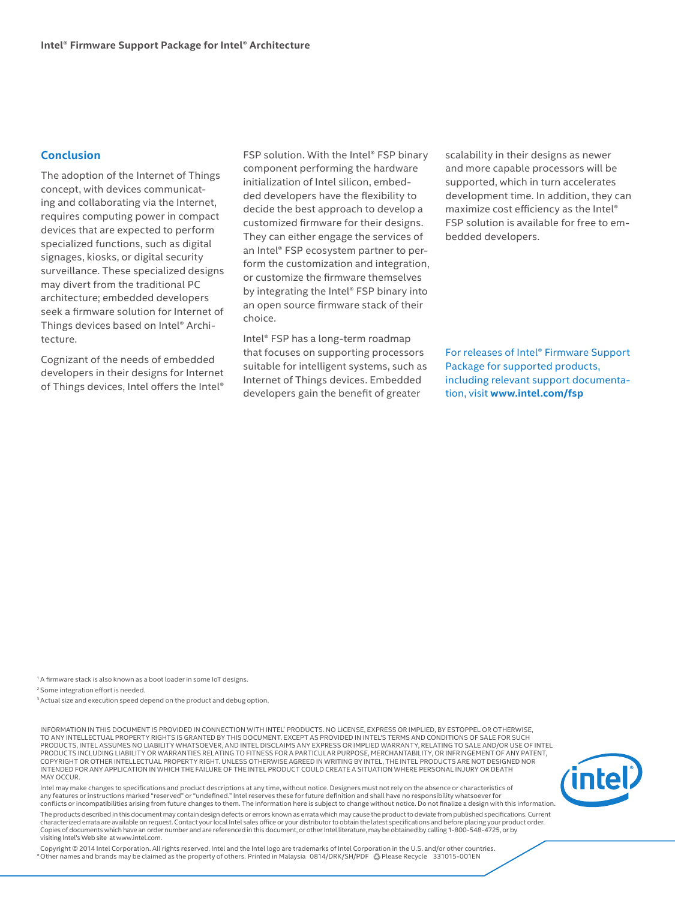## Conclusion

The adoption of the Internet of Things concept, with devices communicating and collaborating via the Internet, requires computing power in compact devices that are expected to perform specialized functions, such as digital signages, kiosks, or digital security surveillance. These specialized designs may divert from the traditional PC architecture; embedded developers seek a firmware solution for Internet of Things devices based on Intel® Architecture.

Cognizant of the needs of embedded developers in their designs for Internet of Things devices, Intel offers the Intel® FSP solution. With the Intel® FSP binary component performing the hardware initialization of Intel silicon, embedded developers have the flexibility to decide the best approach to develop a customized firmware for their designs. They can either engage the services of an Intel® FSP ecosystem partner to perform the customization and integration, or customize the firmware themselves by integrating the Intel® FSP binary into an open source firmware stack of their choice.

Intel® FSP has a long-term roadmap that focuses on supporting processors suitable for intelligent systems, such as Internet of Things devices. Embedded developers gain the benefit of greater scalability in their designs as newer and more capable processors will be supported, which in turn accelerates development time. In addition, they can maximize cost efficiency as the Intel® FSP solution is available for free to embedded developers.

For releases of Intel® Firmware Support Package for supported products, including relevant support documentation, visit **www.intel.com/fsp**

[1] A firmware stack is also known as a boot loader in some IoT designs.

[2] Some integration effort is needed.

[3] Actual size and execution speed depend on the product and debug option.

INFORMATION IN THIS DOCUMENT IS PROVIDED IN CONNECTION WITH INTEL® PRODUCTS. NO LICENSE, EXPRESS OR IMPLIED, BY ESTOPPEL OR OTHERWISE, TO ANY INTELLECTUAL PROPERTY RIGHTS IS GRANTED BY THIS DOCUMENT. EXCEPT AS PROVIDED IN INTEL'S TERMS AND CONDITIONS OF SALE FOR SUCH PRODUCTS, INTEL ASSUMES NO LIABILITY WHATSOEVER, AND INTEL DISCLAIMS ANY EXPRESS OR IMPLIED WARRANTY, RELATING TO SALE AND/OR USE OF INTEL PRODUCTS INCLUDING LIABILITY OR WARRANTIES RELATING TO FITNESS FOR A PARTICULAR PURPOSE, MERCHANTABILITY, OR INFRINGEMENT OF ANY PATENT, COPYRIGHT OR OTHER INTELLECTUAL PROPERTY RIGHT. UNLESS OTHERWISE AGREED IN WRITING BY INTEL, THE INTEL PRODUCTS ARE NOT DESIGNED NOR INTENDED FOR ANY APPLICATION IN WHICH THE FAILURE OF THE INTEL PRODUCT COULD CREATE A SITUATION WHERE PERSONAL INJURY OR DEATH MAY OCCUR.

Intel may make changes to specifications and product descriptions at any time, without notice. Designers must not rely on the absence or characteristics of any features or instructions marked "reserved" or "undefined." Intel reserves these for future definition and shall have no responsibility whatsoever for conflicts or incompatibilities arising from future changes to them. The information here is subject to change without notice. Do not finalize a design with this information.

The products described in this document may contain design defects or errors known as errata which may cause the product to deviate from published specifications. Current characterized errata are available on request. Contact your local Intel sales office or your distributor to obtain the latest specifications and before placing your product order. Copies of documents which have an order number and are referenced in this document, or other Intel literature, may be obtained by calling 1-800-548-4725, or by visiting Intel's Web site at www.intel.com.

Copyright © 2014 Intel Corporation. All rights reserved. Intel and the Intel logo are trademarks of Intel Corporation in the U.S. and/or other countries.
*Other names and brands may be claimed as the property of others. Printed in Malaysia 0814/DRK/SH/PDF Please Recycle 331015-001EN